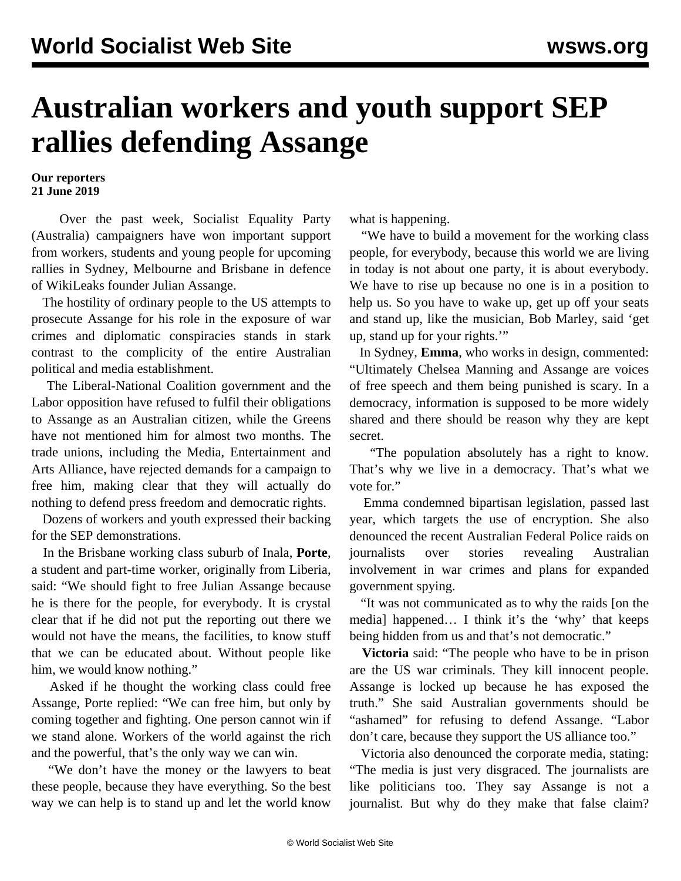# Australian workers and youth support SEP rallies defending Assange

**Our reporters**
**21 June 2019**

Over the past week, Socialist Equality Party (Australia) campaigners have won important support from workers, students and young people for upcoming rallies in Sydney, Melbourne and Brisbane in defence of WikiLeaks founder Julian Assange.

The hostility of ordinary people to the US attempts to prosecute Assange for his role in the exposure of war crimes and diplomatic conspiracies stands in stark contrast to the complicity of the entire Australian political and media establishment.

The Liberal-National Coalition government and the Labor opposition have refused to fulfil their obligations to Assange as an Australian citizen, while the Greens have not mentioned him for almost two months. The trade unions, including the Media, Entertainment and Arts Alliance, have rejected demands for a campaign to free him, making clear that they will actually do nothing to defend press freedom and democratic rights.

Dozens of workers and youth expressed their backing for the SEP demonstrations.

In the Brisbane working class suburb of Inala, **Porte**, a student and part-time worker, originally from Liberia, said: "We should fight to free Julian Assange because he is there for the people, for everybody. It is crystal clear that if he did not put the reporting out there we would not have the means, the facilities, to know stuff that we can be educated about. Without people like him, we would know nothing."

Asked if he thought the working class could free Assange, Porte replied: "We can free him, but only by coming together and fighting. One person cannot win if we stand alone. Workers of the world against the rich and the powerful, that's the only way we can win.

"We don't have the money or the lawyers to beat these people, because they have everything. So the best way we can help is to stand up and let the world know what is happening.

"We have to build a movement for the working class people, for everybody, because this world we are living in today is not about one party, it is about everybody. We have to rise up because no one is in a position to help us. So you have to wake up, get up off your seats and stand up, like the musician, Bob Marley, said 'get up, stand up for your rights.'"

In Sydney, **Emma**, who works in design, commented: "Ultimately Chelsea Manning and Assange are voices of free speech and them being punished is scary. In a democracy, information is supposed to be more widely shared and there should be reason why they are kept secret.

"The population absolutely has a right to know. That's why we live in a democracy. That's what we vote for."

Emma condemned bipartisan legislation, passed last year, which targets the use of encryption. She also denounced the recent Australian Federal Police raids on journalists over stories revealing Australian involvement in war crimes and plans for expanded government spying.

"It was not communicated as to why the raids [on the media] happened… I think it's the 'why' that keeps being hidden from us and that's not democratic."

**Victoria** said: "The people who have to be in prison are the US war criminals. They kill innocent people. Assange is locked up because he has exposed the truth." She said Australian governments should be "ashamed" for refusing to defend Assange. "Labor don't care, because they support the US alliance too."

Victoria also denounced the corporate media, stating: "The media is just very disgraced. The journalists are like politicians too. They say Assange is not a journalist. But why do they make that false claim?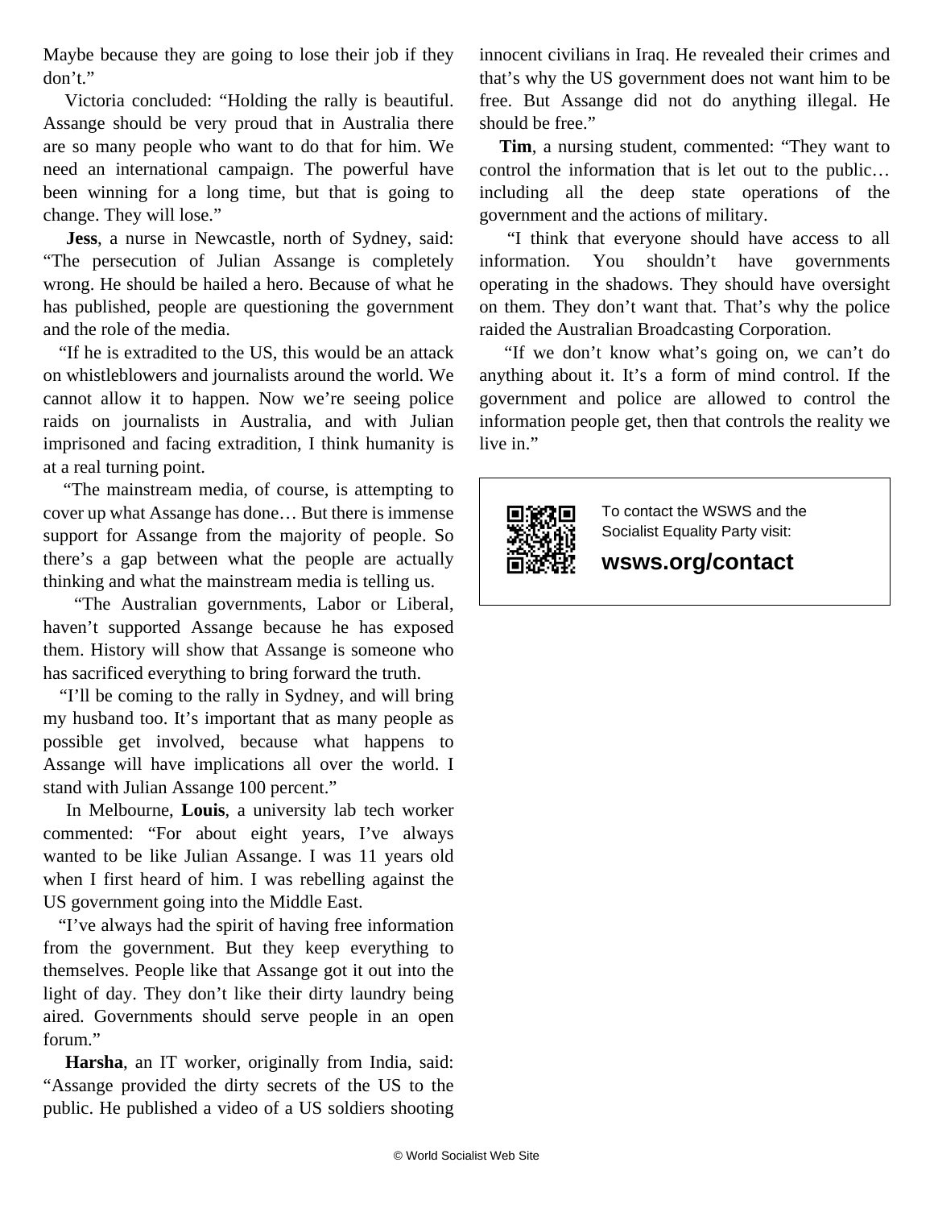Maybe because they are going to lose their job if they don't."

Victoria concluded: "Holding the rally is beautiful. Assange should be very proud that in Australia there are so many people who want to do that for him. We need an international campaign. The powerful have been winning for a long time, but that is going to change. They will lose."

**Jess**, a nurse in Newcastle, north of Sydney, said: "The persecution of Julian Assange is completely wrong. He should be hailed a hero. Because of what he has published, people are questioning the government and the role of the media.

"If he is extradited to the US, this would be an attack on whistleblowers and journalists around the world. We cannot allow it to happen. Now we're seeing police raids on journalists in Australia, and with Julian imprisoned and facing extradition, I think humanity is at a real turning point.

"The mainstream media, of course, is attempting to cover up what Assange has done… But there is immense support for Assange from the majority of people. So there's a gap between what the people are actually thinking and what the mainstream media is telling us.

"The Australian governments, Labor or Liberal, haven't supported Assange because he has exposed them. History will show that Assange is someone who has sacrificed everything to bring forward the truth.

"I'll be coming to the rally in Sydney, and will bring my husband too. It's important that as many people as possible get involved, because what happens to Assange will have implications all over the world. I stand with Julian Assange 100 percent."

In Melbourne, **Louis**, a university lab tech worker commented: "For about eight years, I've always wanted to be like Julian Assange. I was 11 years old when I first heard of him. I was rebelling against the US government going into the Middle East.

"I've always had the spirit of having free information from the government. But they keep everything to themselves. People like that Assange got it out into the light of day. They don't like their dirty laundry being aired. Governments should serve people in an open forum."

**Harsha**, an IT worker, originally from India, said: "Assange provided the dirty secrets of the US to the public. He published a video of a US soldiers shooting innocent civilians in Iraq. He revealed their crimes and that's why the US government does not want him to be free. But Assange did not do anything illegal. He should be free."

**Tim**, a nursing student, commented: "They want to control the information that is let out to the public… including all the deep state operations of the government and the actions of military.

"I think that everyone should have access to all information. You shouldn't have governments operating in the shadows. They should have oversight on them. They don't want that. That's why the police raided the Australian Broadcasting Corporation.

"If we don't know what's going on, we can't do anything about it. It's a form of mind control. If the government and police are allowed to control the information people get, then that controls the reality we live in."

To contact the WSWS and the Socialist Equality Party visit:

**wsws.org/contact**